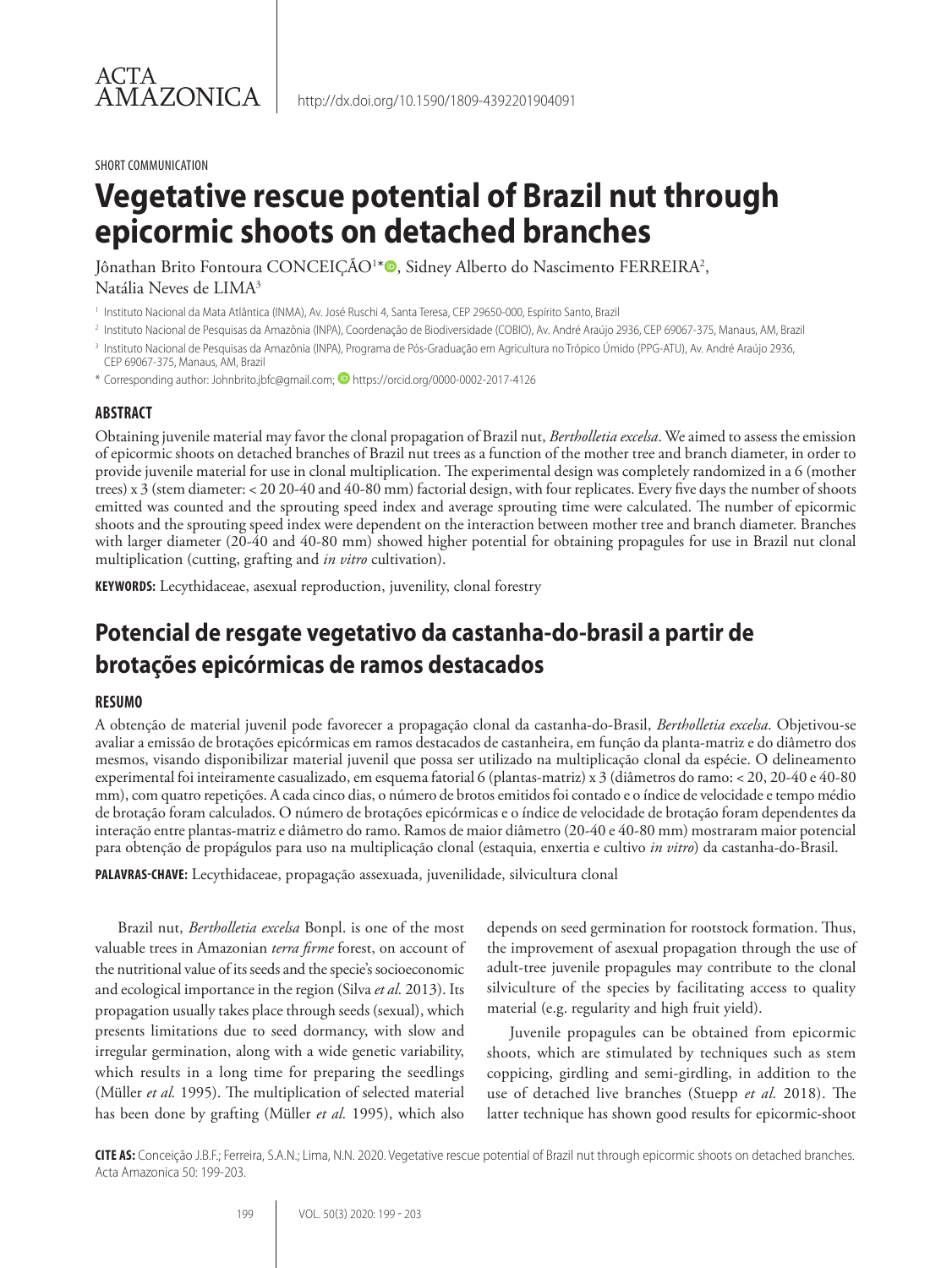ACTA AMAZONICA

http://dx.doi.org/10.1590/1809-4392201904091

SHORT COMMUNICATION

# Vegetative rescue potential of Brazil nut through epicormic shoots on detached branches

Jônathan Brito Fontoura CONCEIÇÃO[1*], Sidney Alberto do Nascimento FERREIRA[2], Natália Neves de LIMA[3]

[1] Instituto Nacional da Mata Atlântica (INMA), Av. José Ruschi 4, Santa Teresa, CEP 29650-000, Espírito Santo, Brazil

[2] Instituto Nacional de Pesquisas da Amazônia (INPA), Coordenação de Biodiversidade (COBIO), Av. André Araújo 2936, CEP 69067-375, Manaus, AM, Brazil

[3] Instituto Nacional de Pesquisas da Amazônia (INPA), Programa de Pós-Graduação em Agricultura no Trópico Úmido (PPG-ATU), Av. André Araújo 2936, CEP 69067-375, Manaus, AM, Brazil

\* Corresponding author: Johnbrito.jbfc@gmail.com; https://orcid.org/0000-0002-2017-4126

## ABSTRACT

Obtaining juvenile material may favor the clonal propagation of Brazil nut, *Bertholletia excelsa*. We aimed to assess the emission of epicormic shoots on detached branches of Brazil nut trees as a function of the mother tree and branch diameter, in order to provide juvenile material for use in clonal multiplication. The experimental design was completely randomized in a 6 (mother trees) x 3 (stem diameter: < 20 20-40 and 40-80 mm) factorial design, with four replicates. Every five days the number of shoots emitted was counted and the sprouting speed index and average sprouting time were calculated. The number of epicormic shoots and the sprouting speed index were dependent on the interaction between mother tree and branch diameter. Branches with larger diameter (20-40 and 40-80 mm) showed higher potential for obtaining propagules for use in Brazil nut clonal multiplication (cutting, grafting and *in vitro* cultivation).

**KEYWORDS:** Lecythidaceae, asexual reproduction, juvenility, clonal forestry

# Potencial de resgate vegetativo da castanha-do-brasil a partir de brotações epicórmicas de ramos destacados

## RESUMO

A obtenção de material juvenil pode favorecer a propagação clonal da castanha-do-Brasil, *Bertholletia excelsa*. Objetivou-se avaliar a emissão de brotações epicórmicas em ramos destacados de castanheira, em função da planta-matriz e do diâmetro dos mesmos, visando disponibilizar material juvenil que possa ser utilizado na multiplicação clonal da espécie. O delineamento experimental foi inteiramente casualizado, em esquema fatorial 6 (plantas-matriz) x 3 (diâmetros do ramo: < 20, 20-40 e 40-80 mm), com quatro repetições. A cada cinco dias, o número de brotos emitidos foi contado e o índice de velocidade e tempo médio de brotação foram calculados. O número de brotações epicórmicas e o índice de velocidade de brotação foram dependentes da interação entre plantas-matriz e diâmetro do ramo. Ramos de maior diâmetro (20-40 e 40-80 mm) mostraram maior potencial para obtenção de propágulos para uso na multiplicação clonal (estaquia, enxertia e cultivo *in vitro*) da castanha-do-Brasil.

**PALAVRAS-CHAVE:** Lecythidaceae, propagação assexuada, juvenilidade, silvicultura clonal

Brazil nut, *Bertholletia excelsa* Bonpl. is one of the most valuable trees in Amazonian *terra firme* forest, on account of the nutritional value of its seeds and the specie's socioeconomic and ecological importance in the region (Silva *et al.* 2013). Its propagation usually takes place through seeds (sexual), which presents limitations due to seed dormancy, with slow and irregular germination, along with a wide genetic variability, which results in a long time for preparing the seedlings (Müller *et al.* 1995). The multiplication of selected material has been done by grafting (Müller *et al.* 1995), which also depends on seed germination for rootstock formation. Thus, the improvement of asexual propagation through the use of adult-tree juvenile propagules may contribute to the clonal silviculture of the species by facilitating access to quality material (e.g. regularity and high fruit yield).

Juvenile propagules can be obtained from epicormic shoots, which are stimulated by techniques such as stem coppicing, girdling and semi-girdling, in addition to the use of detached live branches (Stuepp *et al.* 2018). The latter technique has shown good results for epicormic-shoot

**CITE AS:** Conceição J.B.F.; Ferreira, S.A.N.; Lima, N.N. 2020. Vegetative rescue potential of Brazil nut through epicormic shoots on detached branches. Acta Amazonica 50: 199-203.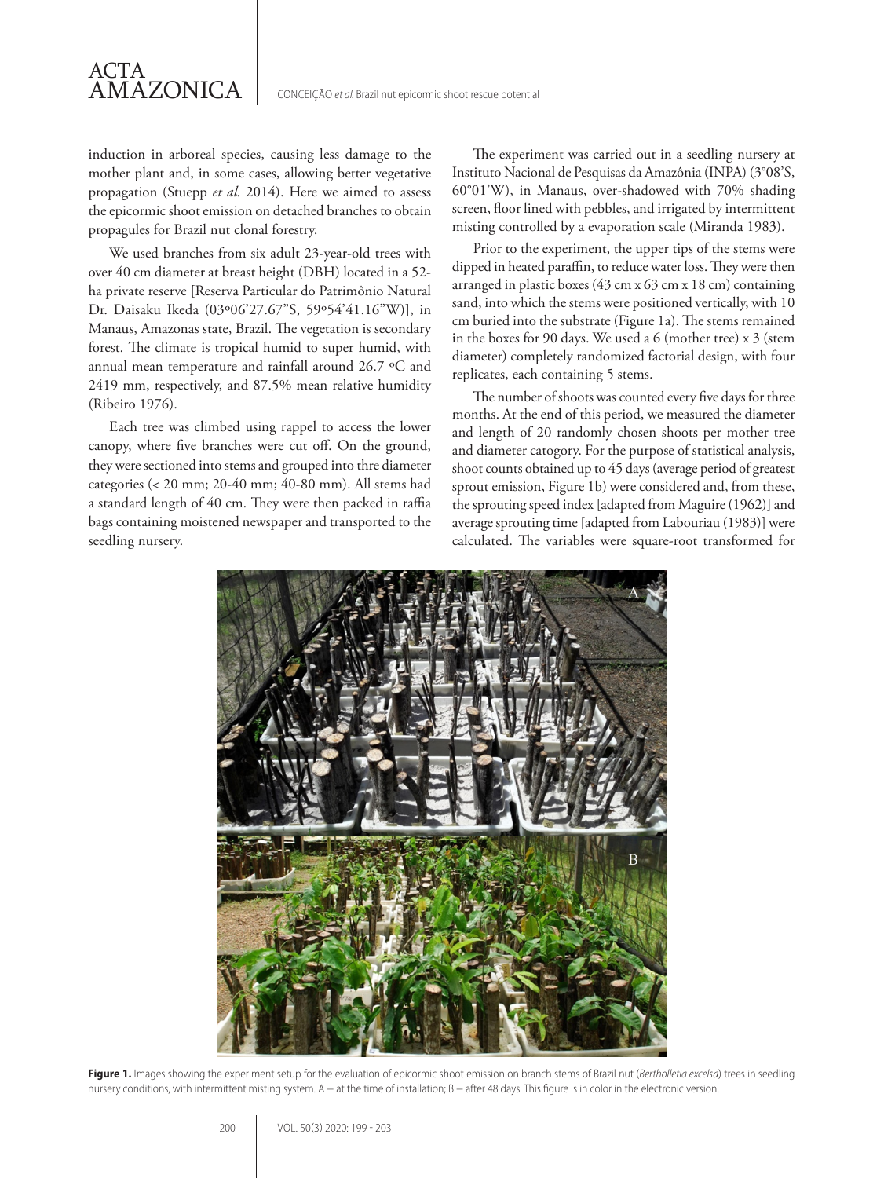induction in arboreal species, causing less damage to the mother plant and, in some cases, allowing better vegetative propagation (Stuepp *et al.* 2014). Here we aimed to assess the epicormic shoot emission on detached branches to obtain propagules for Brazil nut clonal forestry.

We used branches from six adult 23-year-old trees with over 40 cm diameter at breast height (DBH) located in a 52-ha private reserve [Reserva Particular do Patrimônio Natural Dr. Daisaku Ikeda (03º06'27.67"S, 59º54'41.16"W)], in Manaus, Amazonas state, Brazil. The vegetation is secondary forest. The climate is tropical humid to super humid, with annual mean temperature and rainfall around 26.7 ºC and 2419 mm, respectively, and 87.5% mean relative humidity (Ribeiro 1976).

Each tree was climbed using rappel to access the lower canopy, where five branches were cut off. On the ground, they were sectioned into stems and grouped into thre diameter categories (< 20 mm; 20-40 mm; 40-80 mm). All stems had a standard length of 40 cm. They were then packed in raffia bags containing moistened newspaper and transported to the seedling nursery.

The experiment was carried out in a seedling nursery at Instituto Nacional de Pesquisas da Amazônia (INPA) (3°08'S, 60°01'W), in Manaus, over-shadowed with 70% shading screen, floor lined with pebbles, and irrigated by intermittent misting controlled by a evaporation scale (Miranda 1983).

Prior to the experiment, the upper tips of the stems were dipped in heated paraffin, to reduce water loss. They were then arranged in plastic boxes (43 cm x 63 cm x 18 cm) containing sand, into which the stems were positioned vertically, with 10 cm buried into the substrate (Figure 1a). The stems remained in the boxes for 90 days. We used a 6 (mother tree) x 3 (stem diameter) completely randomized factorial design, with four replicates, each containing 5 stems.

The number of shoots was counted every five days for three months. At the end of this period, we measured the diameter and length of 20 randomly chosen shoots per mother tree and diameter catogory. For the purpose of statistical analysis, shoot counts obtained up to 45 days (average period of greatest sprout emission, Figure 1b) were considered and, from these, the sprouting speed index [adapted from Maguire (1962)] and average sprouting time [adapted from Labouriau (1983)] were calculated. The variables were square-root transformed for

**Figure 1.** Images showing the experiment setup for the evaluation of epicormic shoot emission on branch stems of Brazil nut (*Bertholletia excelsa*) trees in seedling nursery conditions, with intermittent misting system. A – at the time of installation; B – after 48 days. This figure is in color in the electronic version.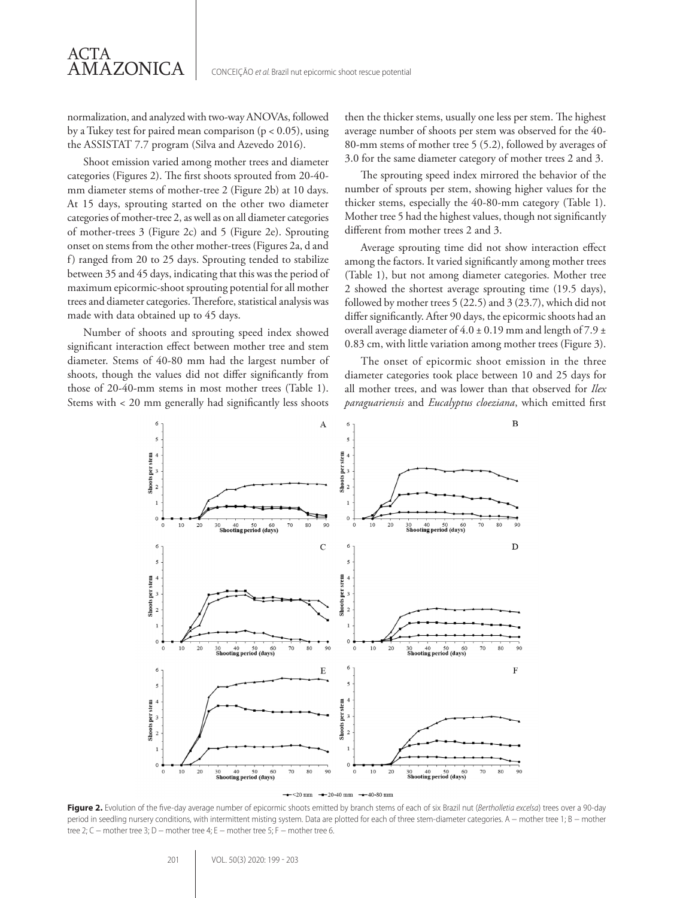normalization, and analyzed with two-way ANOVAs, followed by a Tukey test for paired mean comparison ($p < 0.05$), using the ASSISTAT 7.7 program (Silva and Azevedo 2016).

Shoot emission varied among mother trees and diameter categories (Figures 2). The first shoots sprouted from 20-40-mm diameter stems of mother-tree 2 (Figure 2b) at 10 days. At 15 days, sprouting started on the other two diameter categories of mother-tree 2, as well as on all diameter categories of mother-trees 3 (Figure 2c) and 5 (Figure 2e). Sprouting onset on stems from the other mother-trees (Figures 2a, d and f) ranged from 20 to 25 days. Sprouting tended to stabilize between 35 and 45 days, indicating that this was the period of maximum epicormic-shoot sprouting potential for all mother trees and diameter categories. Therefore, statistical analysis was made with data obtained up to 45 days.

Number of shoots and sprouting speed index showed significant interaction effect between mother tree and stem diameter. Stems of 40-80 mm had the largest number of shoots, though the values did not differ significantly from those of 20-40-mm stems in most mother trees (Table 1). Stems with < 20 mm generally had significantly less shoots then the thicker stems, usually one less per stem. The highest average number of shoots per stem was observed for the 40-80-mm stems of mother tree 5 (5.2), followed by averages of 3.0 for the same diameter category of mother trees 2 and 3.

The sprouting speed index mirrored the behavior of the number of sprouts per stem, showing higher values for the thicker stems, especially the 40-80-mm category (Table 1). Mother tree 5 had the highest values, though not significantly different from mother trees 2 and 3.

Average sprouting time did not show interaction effect among the factors. It varied significantly among mother trees (Table 1), but not among diameter categories. Mother tree 2 showed the shortest average sprouting time (19.5 days), followed by mother trees 5 (22.5) and 3 (23.7), which did not differ significantly. After 90 days, the epicormic shoots had an overall average diameter of $4.0 \pm 0.19$ mm and length of $7.9 \pm 0.83$ cm, with little variation among mother trees (Figure 3).

The onset of epicormic shoot emission in the three diameter categories took place between 10 and 25 days for all mother trees, and was lower than that observed for *Ilex paraguariensis* and *Eucalyptus cloeziana*, which emitted first

**Figure 2.** Evolution of the five-day average number of epicormic shoots emitted by branch stems of each of six Brazil nut (*Bertholletia excelsa*) trees over a 90-day period in seedling nursery conditions, with intermittent misting system. Data are plotted for each of three stem-diameter categories. A – mother tree 1; B – mother tree 2; C – mother tree 3; D – mother tree 4; E – mother tree 5; F – mother tree 6.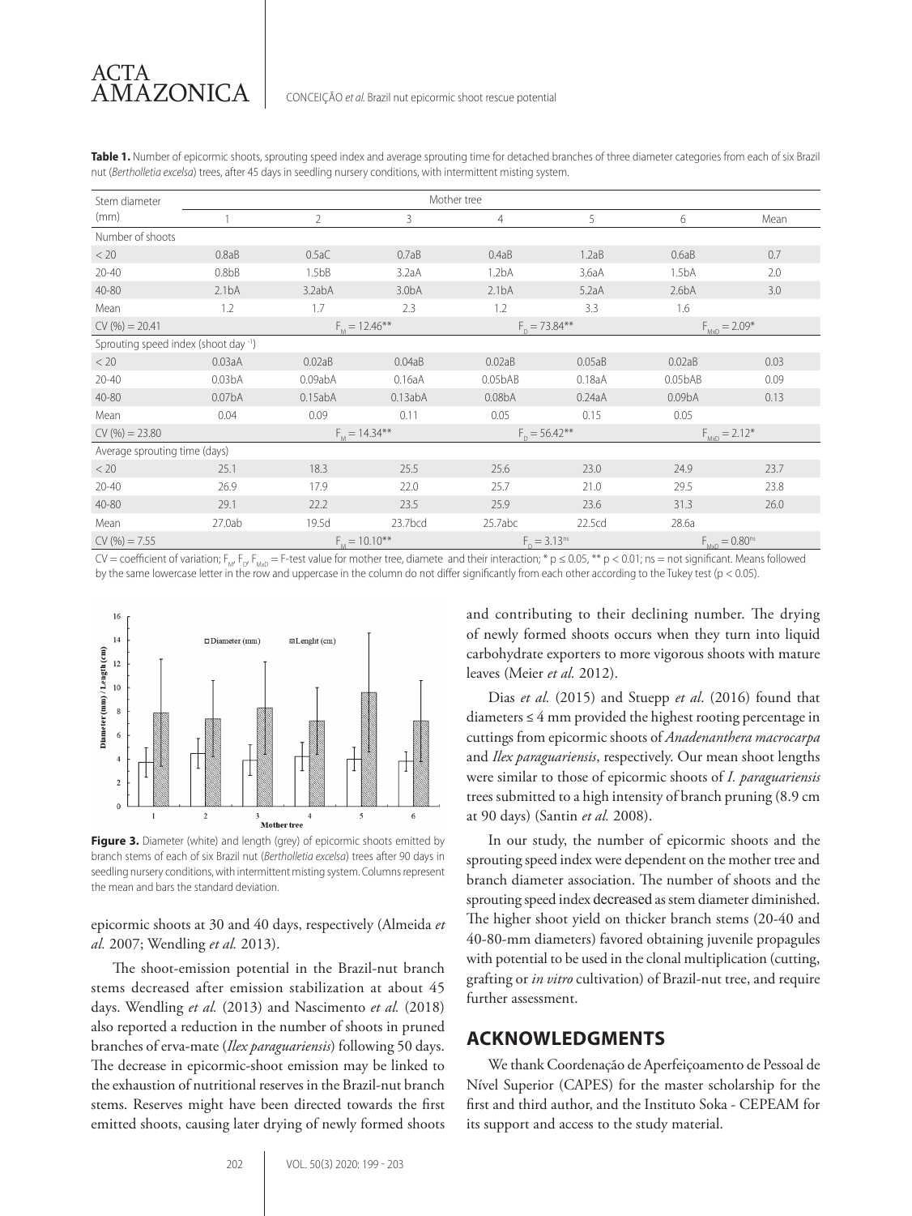**Table 1.** Number of epicormic shoots, sprouting speed index and average sprouting time for detached branches of three diameter categories from each of six Brazil nut (*Bertholletia excelsa*) trees, after 45 days in seedling nursery conditions, with intermittent misting system.

| Stem diameter (mm) | Mother tree | | | | | | |
|---|---|---|---|---|---|---|---|
| | 1 | 2 | 3 | 4 | 5 | 6 | Mean |
| Number of shoots | | | | | | | |
| < 20 | 0.8aB | 0.5aC | 0.7aB | 0.4aB | 1.2aB | 0.6aB | 0.7 |
| 20-40 | 0.8bB | 1.5bB | 3.2aA | 1.2bA | 3.6aA | 1.5bA | 2.0 |
| 40-80 | 2.1bA | 3.2abA | 3.0bA | 2.1bA | 5.2aA | 2.6bA | 3.0 |
| Mean | 1.2 | 1.7 | 2.3 | 1.2 | 3.3 | 1.6 | |
| CV (%) = 20.41 | | $F_M = 12.46^{**}$ | | $F_D = 73.84^{**}$ | | $F_{MxD} = 2.09^{*}$ | |
| Sprouting speed index (shoot day $^{-1}$) | | | | | | | |
| < 20 | 0.03aA | 0.02aB | 0.04aB | 0.02aB | 0.05aB | 0.02aB | 0.03 |
| 20-40 | 0.03bA | 0.09abA | 0.16aA | 0.05bAB | 0.18aA | 0.05bAB | 0.09 |
| 40-80 | 0.07bA | 0.15abA | 0.13abA | 0.08bA | 0.24aA | 0.09bA | 0.13 |
| Mean | 0.04 | 0.09 | 0.11 | 0.05 | 0.15 | 0.05 | |
| CV (%) = 23.80 | | $F_M = 14.34^{**}$ | | $F_D = 56.42^{**}$ | | $F_{MxD} = 2.12^{*}$ | |
| Average sprouting time (days) | | | | | | | |
| < 20 | 25.1 | 18.3 | 25.5 | 25.6 | 23.0 | 24.9 | 23.7 |
| 20-40 | 26.9 | 17.9 | 22.0 | 25.7 | 21.0 | 29.5 | 23.8 |
| 40-80 | 29.1 | 22.2 | 23.5 | 25.9 | 23.6 | 31.3 | 26.0 |
| Mean | 27.0ab | 19.5d | 23.7bcd | 25.7abc | 22.5cd | 28.6a | |
| CV (%) = 7.55 | | $F_M = 10.10^{**}$ | | $F_D = 3.13^{ns}$ | | $F_{MxD} = 0.80^{ns}$ | |

CV = coefficient of variation; $F_M$, $F_D$, $F_{MxD}$ = F-test value for mother tree, diamete and their interaction; * $p \leq 0.05$, ** $p < 0.01$; ns = not significant. Means followed by the same lowercase letter in the row and uppercase in the column do not differ significantly from each other according to the Tukey test ($p < 0.05$).

**Figure 3.** Diameter (white) and length (grey) of epicormic shoots emitted by branch stems of each of six Brazil nut (*Bertholletia excelsa*) trees after 90 days in seedling nursery conditions, with intermittent misting system. Columns represent the mean and bars the standard deviation.

epicormic shoots at 30 and 40 days, respectively (Almeida *et al.* 2007; Wendling *et al.* 2013).

The shoot-emission potential in the Brazil-nut branch stems decreased after emission stabilization at about 45 days. Wendling *et al.* (2013) and Nascimento *et al.* (2018) also reported a reduction in the number of shoots in pruned branches of erva-mate (*Ilex paraguariensis*) following 50 days. The decrease in epicormic-shoot emission may be linked to the exhaustion of nutritional reserves in the Brazil-nut branch stems. Reserves might have been directed towards the first emitted shoots, causing later drying of newly formed shoots and contributing to their declining number. The drying of newly formed shoots occurs when they turn into liquid carbohydrate exporters to more vigorous shoots with mature leaves (Meier *et al.* 2012).

Dias *et al.* (2015) and Stuepp *et al*. (2016) found that diameters ≤ 4 mm provided the highest rooting percentage in cuttings from epicormic shoots of *Anadenanthera macrocarpa* and *Ilex paraguariensis*, respectively. Our mean shoot lengths were similar to those of epicormic shoots of *I. paraguariensis* trees submitted to a high intensity of branch pruning (8.9 cm at 90 days) (Santin *et al.* 2008).

In our study, the number of epicormic shoots and the sprouting speed index were dependent on the mother tree and branch diameter association. The number of shoots and the sprouting speed index decreased as stem diameter diminished. The higher shoot yield on thicker branch stems (20-40 and 40-80-mm diameters) favored obtaining juvenile propagules with potential to be used in the clonal multiplication (cutting, grafting or *in vitro* cultivation) of Brazil-nut tree, and require further assessment.

## ACKNOWLEDGMENTS

We thank Coordenação de Aperfeiçoamento de Pessoal de Nível Superior (CAPES) for the master scholarship for the first and third author, and the Instituto Soka - CEPEAM for its support and access to the study material.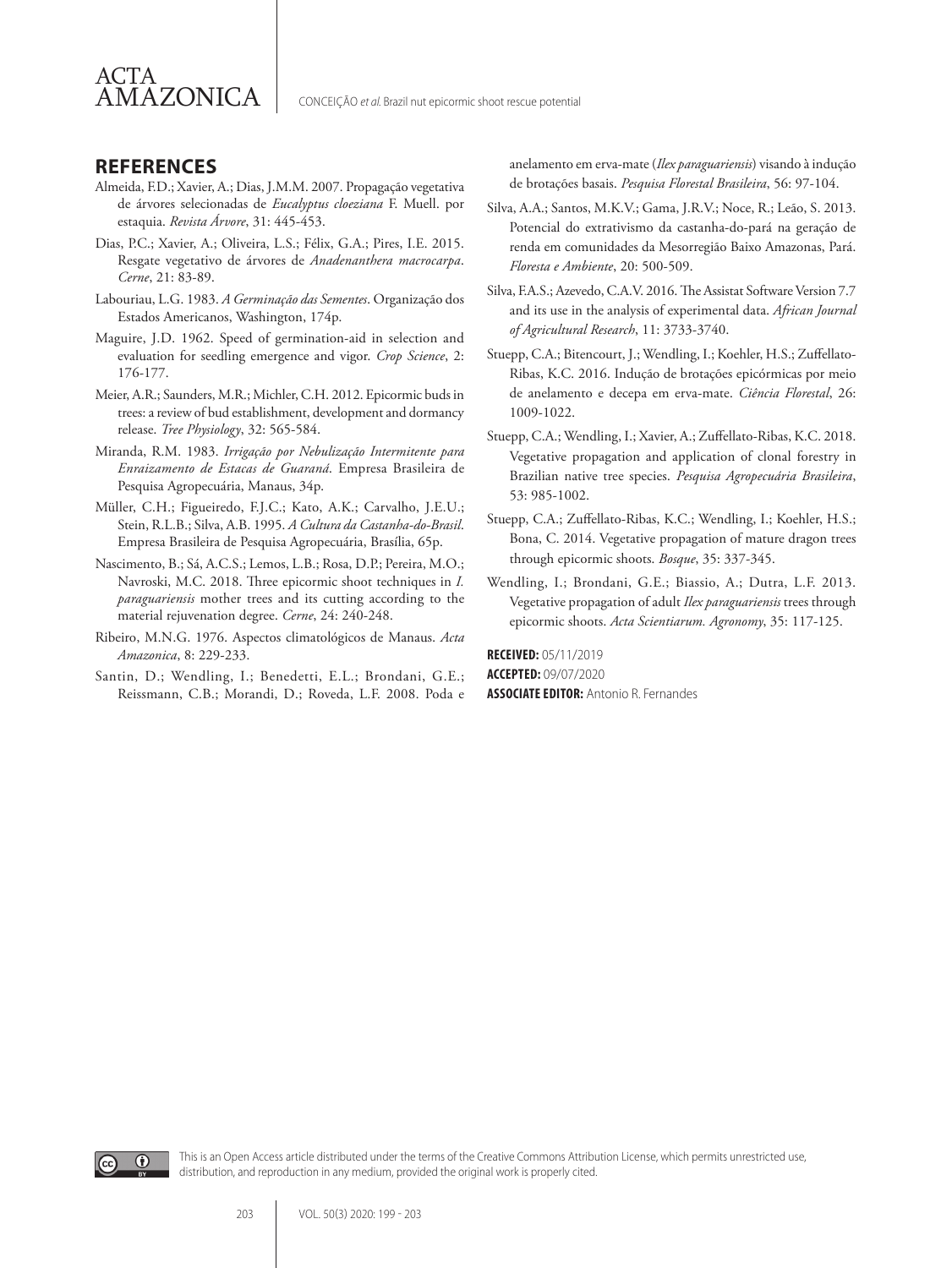## REFERENCES

Almeida, F.D.; Xavier, A.; Dias, J.M.M. 2007. Propagação vegetativa de árvores selecionadas de *Eucalyptus cloeziana* F. Muell. por estaquia. *Revista Árvore*, 31: 445-453.

Dias, P.C.; Xavier, A.; Oliveira, L.S.; Félix, G.A.; Pires, I.E. 2015. Resgate vegetativo de árvores de *Anadenanthera macrocarpa*. *Cerne*, 21: 83-89.

Labouriau, L.G. 1983. *A Germinação das Sementes*. Organização dos Estados Americanos, Washington, 174p.

Maguire, J.D. 1962. Speed of germination-aid in selection and evaluation for seedling emergence and vigor. *Crop Science*, 2: 176-177.

Meier, A.R.; Saunders, M.R.; Michler, C.H. 2012. Epicormic buds in trees: a review of bud establishment, development and dormancy release. *Tree Physiology*, 32: 565-584.

Miranda, R.M. 1983. *Irrigação por Nebulização Intermitente para Enraizamento de Estacas de Guaraná*. Empresa Brasileira de Pesquisa Agropecuária, Manaus, 34p.

Müller, C.H.; Figueiredo, F.J.C.; Kato, A.K.; Carvalho, J.E.U.; Stein, R.L.B.; Silva, A.B. 1995. *A Cultura da Castanha-do-Brasil*. Empresa Brasileira de Pesquisa Agropecuária, Brasília, 65p.

Nascimento, B.; Sá, A.C.S.; Lemos, L.B.; Rosa, D.P.; Pereira, M.O.; Navroski, M.C. 2018. Three epicormic shoot techniques in *I. paraguariensis* mother trees and its cutting according to the material rejuvenation degree. *Cerne*, 24: 240-248.

Ribeiro, M.N.G. 1976. Aspectos climatológicos de Manaus. *Acta Amazonica*, 8: 229-233.

Santin, D.; Wendling, I.; Benedetti, E.L.; Brondani, G.E.; Reissmann, C.B.; Morandi, D.; Roveda, L.F. 2008. Poda e anelamento em erva-mate (*Ilex paraguariensis*) visando à indução de brotações basais. *Pesquisa Florestal Brasileira*, 56: 97-104.

Silva, A.A.; Santos, M.K.V.; Gama, J.R.V.; Noce, R.; Leão, S. 2013. Potencial do extrativismo da castanha-do-pará na geração de renda em comunidades da Mesorregião Baixo Amazonas, Pará. *Floresta e Ambiente*, 20: 500-509.

Silva, F.A.S.; Azevedo, C.A.V. 2016. The Assistat Software Version 7.7 and its use in the analysis of experimental data. *African Journal of Agricultural Research*, 11: 3733-3740.

Stuepp, C.A.; Bitencourt, J.; Wendling, I.; Koehler, H.S.; Zuffellato-Ribas, K.C. 2016. Indução de brotações epicórmicas por meio de anelamento e decepa em erva-mate. *Ciência Florestal*, 26: 1009-1022.

Stuepp, C.A.; Wendling, I.; Xavier, A.; Zuffellato-Ribas, K.C. 2018. Vegetative propagation and application of clonal forestry in Brazilian native tree species. *Pesquisa Agropecuária Brasileira*, 53: 985-1002.

Stuepp, C.A.; Zuffellato-Ribas, K.C.; Wendling, I.; Koehler, H.S.; Bona, C. 2014. Vegetative propagation of mature dragon trees through epicormic shoots. *Bosque*, 35: 337-345.

Wendling, I.; Brondani, G.E.; Biassio, A.; Dutra, L.F. 2013. Vegetative propagation of adult *Ilex paraguariensis* trees through epicormic shoots. *Acta Scientiarum. Agronomy*, 35: 117-125.

**RECEIVED:** 05/11/2019
**ACCEPTED:** 09/07/2020
**ASSOCIATE EDITOR:** Antonio R. Fernandes

This is an Open Access article distributed under the terms of the Creative Commons Attribution License, which permits unrestricted use, distribution, and reproduction in any medium, provided the original work is properly cited.